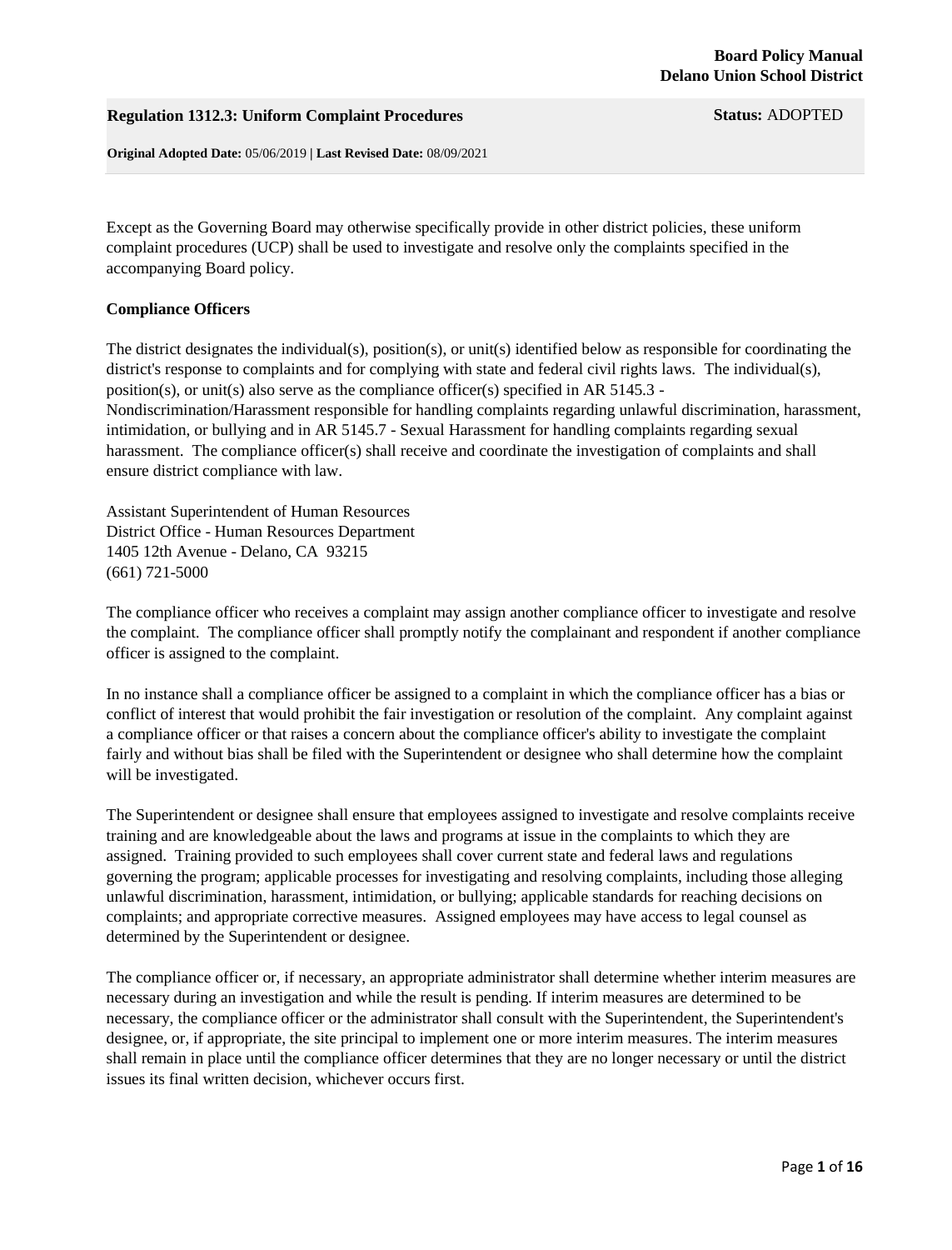**Board Policy Manual**
**Delano Union School District**

## Regulation 1312.3: Uniform Complaint Procedures

**Status:** ADOPTED

**Original Adopted Date:** 05/06/2019 | **Last Revised Date:** 08/09/2021

Except as the Governing Board may otherwise specifically provide in other district policies, these uniform complaint procedures (UCP) shall be used to investigate and resolve only the complaints specified in the accompanying Board policy.

### Compliance Officers

The district designates the individual(s), position(s), or unit(s) identified below as responsible for coordinating the district's response to complaints and for complying with state and federal civil rights laws. The individual(s), position(s), or unit(s) also serve as the compliance officer(s) specified in AR 5145.3 - Nondiscrimination/Harassment responsible for handling complaints regarding unlawful discrimination, harassment, intimidation, or bullying and in AR 5145.7 - Sexual Harassment for handling complaints regarding sexual harassment. The compliance officer(s) shall receive and coordinate the investigation of complaints and shall ensure district compliance with law.

Assistant Superintendent of Human Resources
District Office - Human Resources Department
1405 12th Avenue - Delano, CA 93215
(661) 721-5000

The compliance officer who receives a complaint may assign another compliance officer to investigate and resolve the complaint. The compliance officer shall promptly notify the complainant and respondent if another compliance officer is assigned to the complaint.

In no instance shall a compliance officer be assigned to a complaint in which the compliance officer has a bias or conflict of interest that would prohibit the fair investigation or resolution of the complaint. Any complaint against a compliance officer or that raises a concern about the compliance officer's ability to investigate the complaint fairly and without bias shall be filed with the Superintendent or designee who shall determine how the complaint will be investigated.

The Superintendent or designee shall ensure that employees assigned to investigate and resolve complaints receive training and are knowledgeable about the laws and programs at issue in the complaints to which they are assigned. Training provided to such employees shall cover current state and federal laws and regulations governing the program; applicable processes for investigating and resolving complaints, including those alleging unlawful discrimination, harassment, intimidation, or bullying; applicable standards for reaching decisions on complaints; and appropriate corrective measures. Assigned employees may have access to legal counsel as determined by the Superintendent or designee.

The compliance officer or, if necessary, an appropriate administrator shall determine whether interim measures are necessary during an investigation and while the result is pending. If interim measures are determined to be necessary, the compliance officer or the administrator shall consult with the Superintendent, the Superintendent's designee, or, if appropriate, the site principal to implement one or more interim measures. The interim measures shall remain in place until the compliance officer determines that they are no longer necessary or until the district issues its final written decision, whichever occurs first.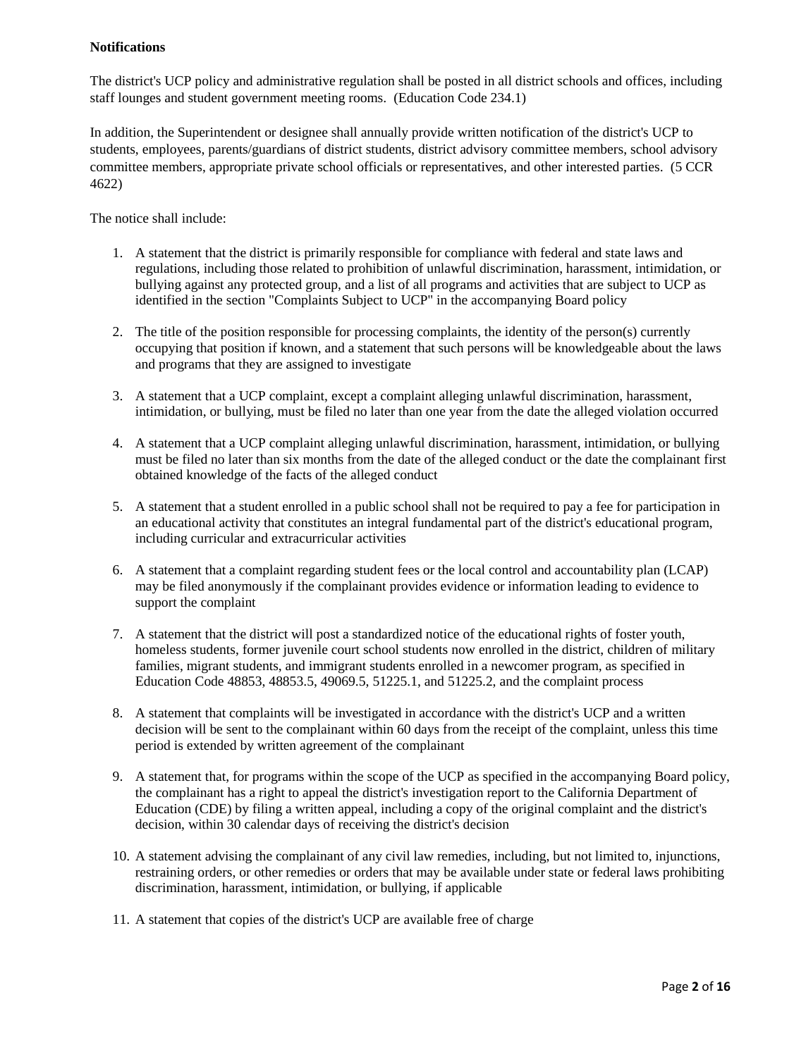**Notifications**

The district's UCP policy and administrative regulation shall be posted in all district schools and offices, including staff lounges and student government meeting rooms. (Education Code 234.1)

In addition, the Superintendent or designee shall annually provide written notification of the district's UCP to students, employees, parents/guardians of district students, district advisory committee members, school advisory committee members, appropriate private school officials or representatives, and other interested parties. (5 CCR 4622)

The notice shall include:

1. A statement that the district is primarily responsible for compliance with federal and state laws and regulations, including those related to prohibition of unlawful discrimination, harassment, intimidation, or bullying against any protected group, and a list of all programs and activities that are subject to UCP as identified in the section "Complaints Subject to UCP" in the accompanying Board policy
2. The title of the position responsible for processing complaints, the identity of the person(s) currently occupying that position if known, and a statement that such persons will be knowledgeable about the laws and programs that they are assigned to investigate
3. A statement that a UCP complaint, except a complaint alleging unlawful discrimination, harassment, intimidation, or bullying, must be filed no later than one year from the date the alleged violation occurred
4. A statement that a UCP complaint alleging unlawful discrimination, harassment, intimidation, or bullying must be filed no later than six months from the date of the alleged conduct or the date the complainant first obtained knowledge of the facts of the alleged conduct
5. A statement that a student enrolled in a public school shall not be required to pay a fee for participation in an educational activity that constitutes an integral fundamental part of the district's educational program, including curricular and extracurricular activities
6. A statement that a complaint regarding student fees or the local control and accountability plan (LCAP) may be filed anonymously if the complainant provides evidence or information leading to evidence to support the complaint
7. A statement that the district will post a standardized notice of the educational rights of foster youth, homeless students, former juvenile court school students now enrolled in the district, children of military families, migrant students, and immigrant students enrolled in a newcomer program, as specified in Education Code 48853, 48853.5, 49069.5, 51225.1, and 51225.2, and the complaint process
8. A statement that complaints will be investigated in accordance with the district's UCP and a written decision will be sent to the complainant within 60 days from the receipt of the complaint, unless this time period is extended by written agreement of the complainant
9. A statement that, for programs within the scope of the UCP as specified in the accompanying Board policy, the complainant has a right to appeal the district's investigation report to the California Department of Education (CDE) by filing a written appeal, including a copy of the original complaint and the district's decision, within 30 calendar days of receiving the district's decision
10. A statement advising the complainant of any civil law remedies, including, but not limited to, injunctions, restraining orders, or other remedies or orders that may be available under state or federal laws prohibiting discrimination, harassment, intimidation, or bullying, if applicable
11. A statement that copies of the district's UCP are available free of charge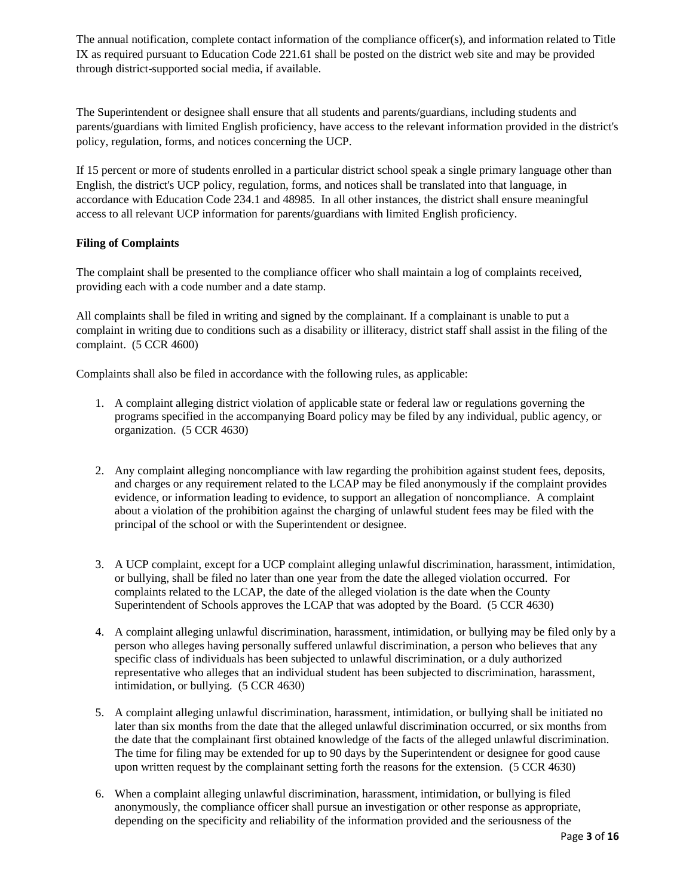The annual notification, complete contact information of the compliance officer(s), and information related to Title IX as required pursuant to Education Code 221.61 shall be posted on the district web site and may be provided through district-supported social media, if available.

The Superintendent or designee shall ensure that all students and parents/guardians, including students and parents/guardians with limited English proficiency, have access to the relevant information provided in the district's policy, regulation, forms, and notices concerning the UCP.

If 15 percent or more of students enrolled in a particular district school speak a single primary language other than English, the district's UCP policy, regulation, forms, and notices shall be translated into that language, in accordance with Education Code 234.1 and 48985. In all other instances, the district shall ensure meaningful access to all relevant UCP information for parents/guardians with limited English proficiency.

**Filing of Complaints**

The complaint shall be presented to the compliance officer who shall maintain a log of complaints received, providing each with a code number and a date stamp.

All complaints shall be filed in writing and signed by the complainant. If a complainant is unable to put a complaint in writing due to conditions such as a disability or illiteracy, district staff shall assist in the filing of the complaint. (5 CCR 4600)

Complaints shall also be filed in accordance with the following rules, as applicable:

1. A complaint alleging district violation of applicable state or federal law or regulations governing the programs specified in the accompanying Board policy may be filed by any individual, public agency, or organization. (5 CCR 4630)

2. Any complaint alleging noncompliance with law regarding the prohibition against student fees, deposits, and charges or any requirement related to the LCAP may be filed anonymously if the complaint provides evidence, or information leading to evidence, to support an allegation of noncompliance. A complaint about a violation of the prohibition against the charging of unlawful student fees may be filed with the principal of the school or with the Superintendent or designee.

3. A UCP complaint, except for a UCP complaint alleging unlawful discrimination, harassment, intimidation, or bullying, shall be filed no later than one year from the date the alleged violation occurred. For complaints related to the LCAP, the date of the alleged violation is the date when the County Superintendent of Schools approves the LCAP that was adopted by the Board. (5 CCR 4630)

4. A complaint alleging unlawful discrimination, harassment, intimidation, or bullying may be filed only by a person who alleges having personally suffered unlawful discrimination, a person who believes that any specific class of individuals has been subjected to unlawful discrimination, or a duly authorized representative who alleges that an individual student has been subjected to discrimination, harassment, intimidation, or bullying. (5 CCR 4630)

5. A complaint alleging unlawful discrimination, harassment, intimidation, or bullying shall be initiated no later than six months from the date that the alleged unlawful discrimination occurred, or six months from the date that the complainant first obtained knowledge of the facts of the alleged unlawful discrimination. The time for filing may be extended for up to 90 days by the Superintendent or designee for good cause upon written request by the complainant setting forth the reasons for the extension. (5 CCR 4630)

6. When a complaint alleging unlawful discrimination, harassment, intimidation, or bullying is filed anonymously, the compliance officer shall pursue an investigation or other response as appropriate, depending on the specificity and reliability of the information provided and the seriousness of the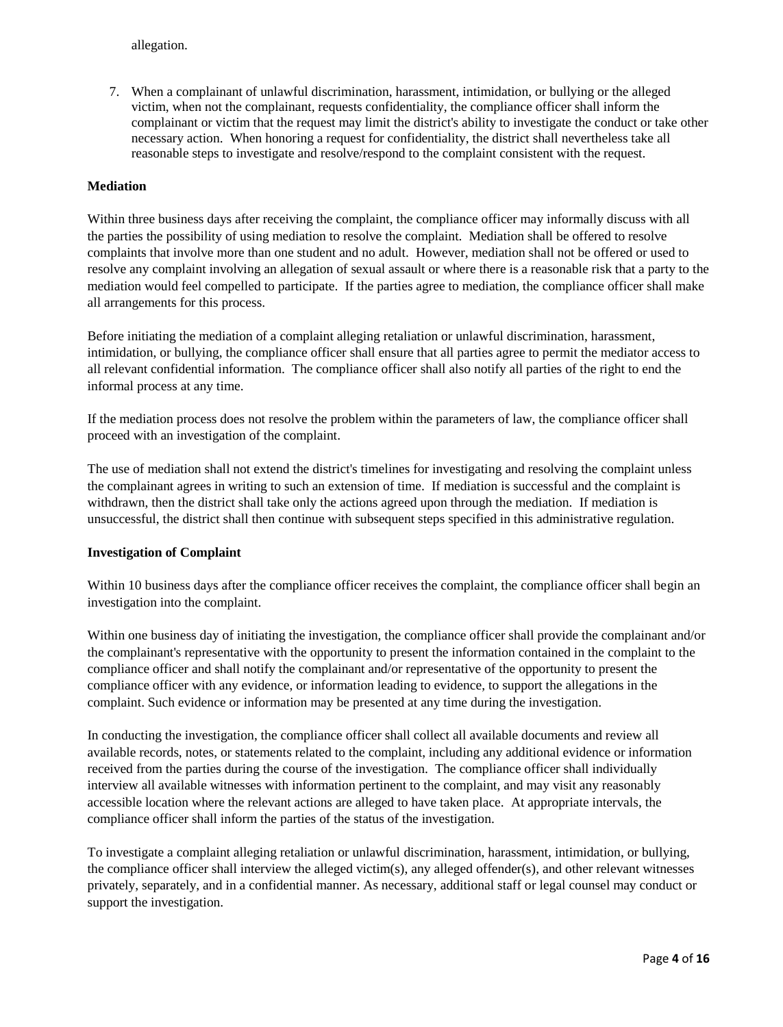allegation.

7. When a complainant of unlawful discrimination, harassment, intimidation, or bullying or the alleged victim, when not the complainant, requests confidentiality, the compliance officer shall inform the complainant or victim that the request may limit the district's ability to investigate the conduct or take other necessary action. When honoring a request for confidentiality, the district shall nevertheless take all reasonable steps to investigate and resolve/respond to the complaint consistent with the request.

**Mediation**

Within three business days after receiving the complaint, the compliance officer may informally discuss with all the parties the possibility of using mediation to resolve the complaint. Mediation shall be offered to resolve complaints that involve more than one student and no adult. However, mediation shall not be offered or used to resolve any complaint involving an allegation of sexual assault or where there is a reasonable risk that a party to the mediation would feel compelled to participate. If the parties agree to mediation, the compliance officer shall make all arrangements for this process.

Before initiating the mediation of a complaint alleging retaliation or unlawful discrimination, harassment, intimidation, or bullying, the compliance officer shall ensure that all parties agree to permit the mediator access to all relevant confidential information. The compliance officer shall also notify all parties of the right to end the informal process at any time.

If the mediation process does not resolve the problem within the parameters of law, the compliance officer shall proceed with an investigation of the complaint.

The use of mediation shall not extend the district's timelines for investigating and resolving the complaint unless the complainant agrees in writing to such an extension of time. If mediation is successful and the complaint is withdrawn, then the district shall take only the actions agreed upon through the mediation. If mediation is unsuccessful, the district shall then continue with subsequent steps specified in this administrative regulation.

**Investigation of Complaint**

Within 10 business days after the compliance officer receives the complaint, the compliance officer shall begin an investigation into the complaint.

Within one business day of initiating the investigation, the compliance officer shall provide the complainant and/or the complainant's representative with the opportunity to present the information contained in the complaint to the compliance officer and shall notify the complainant and/or representative of the opportunity to present the compliance officer with any evidence, or information leading to evidence, to support the allegations in the complaint. Such evidence or information may be presented at any time during the investigation.

In conducting the investigation, the compliance officer shall collect all available documents and review all available records, notes, or statements related to the complaint, including any additional evidence or information received from the parties during the course of the investigation. The compliance officer shall individually interview all available witnesses with information pertinent to the complaint, and may visit any reasonably accessible location where the relevant actions are alleged to have taken place. At appropriate intervals, the compliance officer shall inform the parties of the status of the investigation.

To investigate a complaint alleging retaliation or unlawful discrimination, harassment, intimidation, or bullying, the compliance officer shall interview the alleged victim(s), any alleged offender(s), and other relevant witnesses privately, separately, and in a confidential manner. As necessary, additional staff or legal counsel may conduct or support the investigation.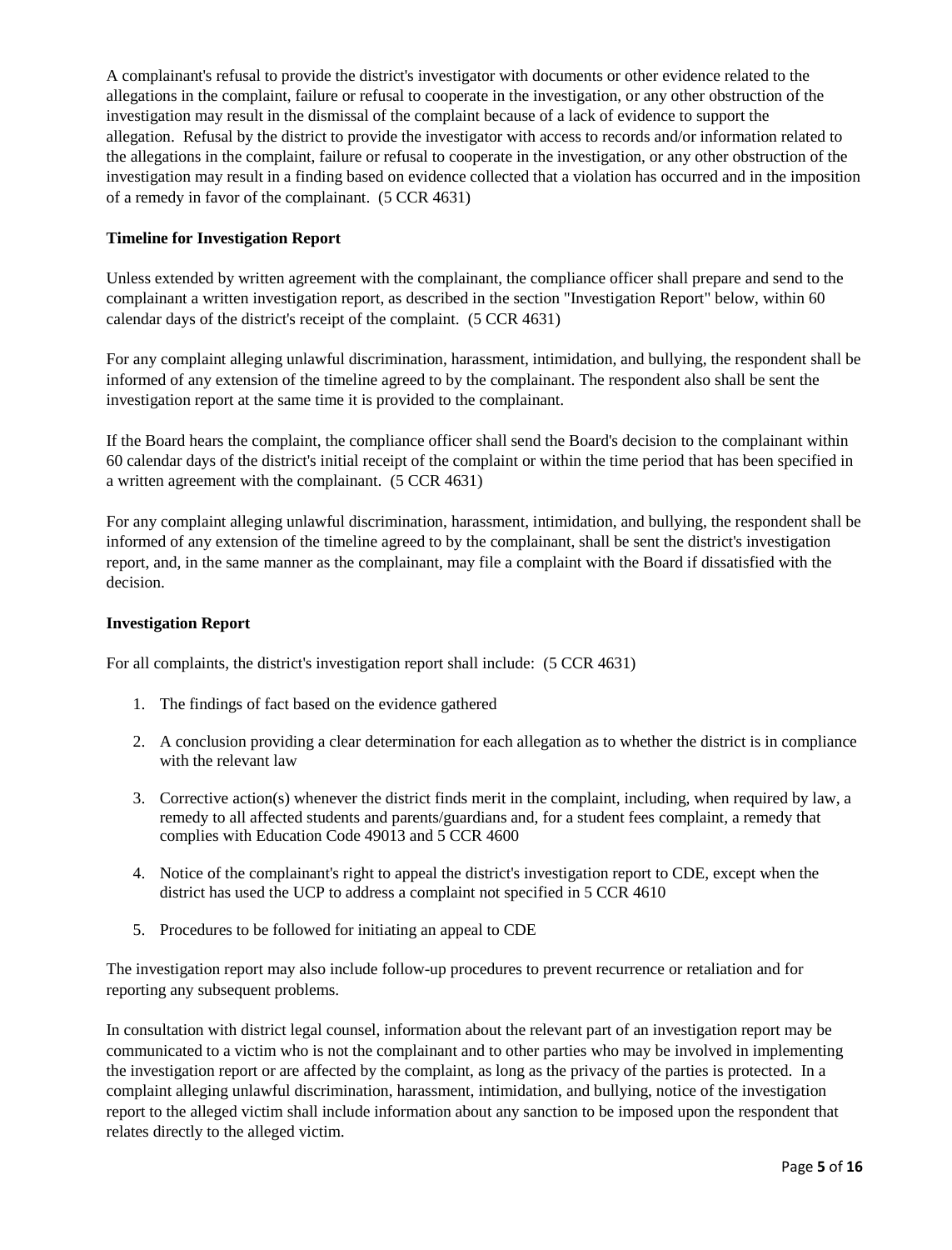A complainant's refusal to provide the district's investigator with documents or other evidence related to the allegations in the complaint, failure or refusal to cooperate in the investigation, or any other obstruction of the investigation may result in the dismissal of the complaint because of a lack of evidence to support the allegation. Refusal by the district to provide the investigator with access to records and/or information related to the allegations in the complaint, failure or refusal to cooperate in the investigation, or any other obstruction of the investigation may result in a finding based on evidence collected that a violation has occurred and in the imposition of a remedy in favor of the complainant. (5 CCR 4631)

**Timeline for Investigation Report**

Unless extended by written agreement with the complainant, the compliance officer shall prepare and send to the complainant a written investigation report, as described in the section "Investigation Report" below, within 60 calendar days of the district's receipt of the complaint. (5 CCR 4631)

For any complaint alleging unlawful discrimination, harassment, intimidation, and bullying, the respondent shall be informed of any extension of the timeline agreed to by the complainant. The respondent also shall be sent the investigation report at the same time it is provided to the complainant.

If the Board hears the complaint, the compliance officer shall send the Board's decision to the complainant within 60 calendar days of the district's initial receipt of the complaint or within the time period that has been specified in a written agreement with the complainant. (5 CCR 4631)

For any complaint alleging unlawful discrimination, harassment, intimidation, and bullying, the respondent shall be informed of any extension of the timeline agreed to by the complainant, shall be sent the district's investigation report, and, in the same manner as the complainant, may file a complaint with the Board if dissatisfied with the decision.

**Investigation Report**

For all complaints, the district's investigation report shall include: (5 CCR 4631)

1. The findings of fact based on the evidence gathered
2. A conclusion providing a clear determination for each allegation as to whether the district is in compliance with the relevant law
3. Corrective action(s) whenever the district finds merit in the complaint, including, when required by law, a remedy to all affected students and parents/guardians and, for a student fees complaint, a remedy that complies with Education Code 49013 and 5 CCR 4600
4. Notice of the complainant's right to appeal the district's investigation report to CDE, except when the district has used the UCP to address a complaint not specified in 5 CCR 4610
5. Procedures to be followed for initiating an appeal to CDE

The investigation report may also include follow-up procedures to prevent recurrence or retaliation and for reporting any subsequent problems.

In consultation with district legal counsel, information about the relevant part of an investigation report may be communicated to a victim who is not the complainant and to other parties who may be involved in implementing the investigation report or are affected by the complaint, as long as the privacy of the parties is protected. In a complaint alleging unlawful discrimination, harassment, intimidation, and bullying, notice of the investigation report to the alleged victim shall include information about any sanction to be imposed upon the respondent that relates directly to the alleged victim.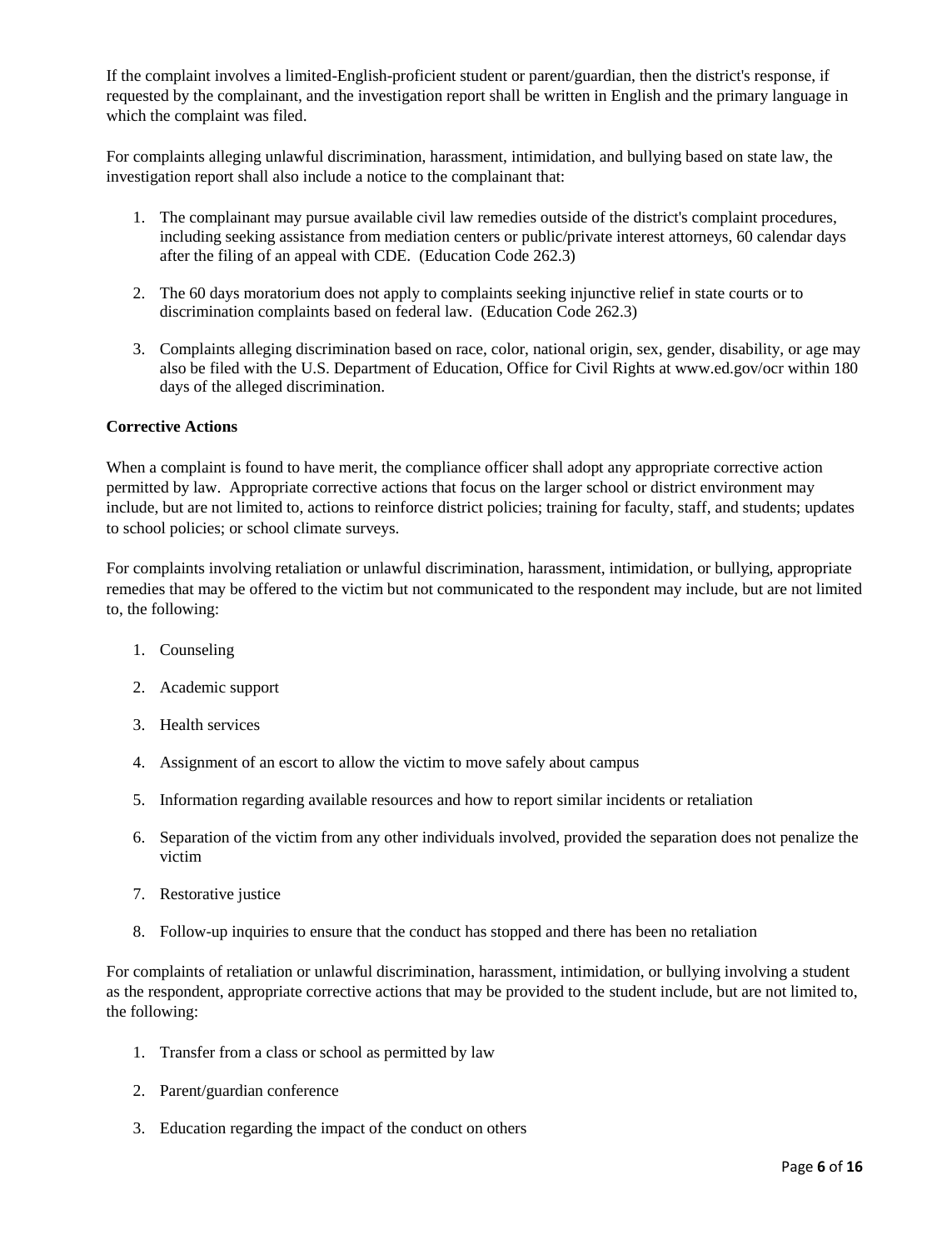If the complaint involves a limited-English-proficient student or parent/guardian, then the district's response, if requested by the complainant, and the investigation report shall be written in English and the primary language in which the complaint was filed.

For complaints alleging unlawful discrimination, harassment, intimidation, and bullying based on state law, the investigation report shall also include a notice to the complainant that:

1. The complainant may pursue available civil law remedies outside of the district's complaint procedures, including seeking assistance from mediation centers or public/private interest attorneys, 60 calendar days after the filing of an appeal with CDE. (Education Code 262.3)
2. The 60 days moratorium does not apply to complaints seeking injunctive relief in state courts or to discrimination complaints based on federal law. (Education Code 262.3)
3. Complaints alleging discrimination based on race, color, national origin, sex, gender, disability, or age may also be filed with the U.S. Department of Education, Office for Civil Rights at www.ed.gov/ocr within 180 days of the alleged discrimination.

**Corrective Actions**

When a complaint is found to have merit, the compliance officer shall adopt any appropriate corrective action permitted by law. Appropriate corrective actions that focus on the larger school or district environment may include, but are not limited to, actions to reinforce district policies; training for faculty, staff, and students; updates to school policies; or school climate surveys.

For complaints involving retaliation or unlawful discrimination, harassment, intimidation, or bullying, appropriate remedies that may be offered to the victim but not communicated to the respondent may include, but are not limited to, the following:

1. Counseling
2. Academic support
3. Health services
4. Assignment of an escort to allow the victim to move safely about campus
5. Information regarding available resources and how to report similar incidents or retaliation
6. Separation of the victim from any other individuals involved, provided the separation does not penalize the victim
7. Restorative justice
8. Follow-up inquiries to ensure that the conduct has stopped and there has been no retaliation

For complaints of retaliation or unlawful discrimination, harassment, intimidation, or bullying involving a student as the respondent, appropriate corrective actions that may be provided to the student include, but are not limited to, the following:

1. Transfer from a class or school as permitted by law
2. Parent/guardian conference
3. Education regarding the impact of the conduct on others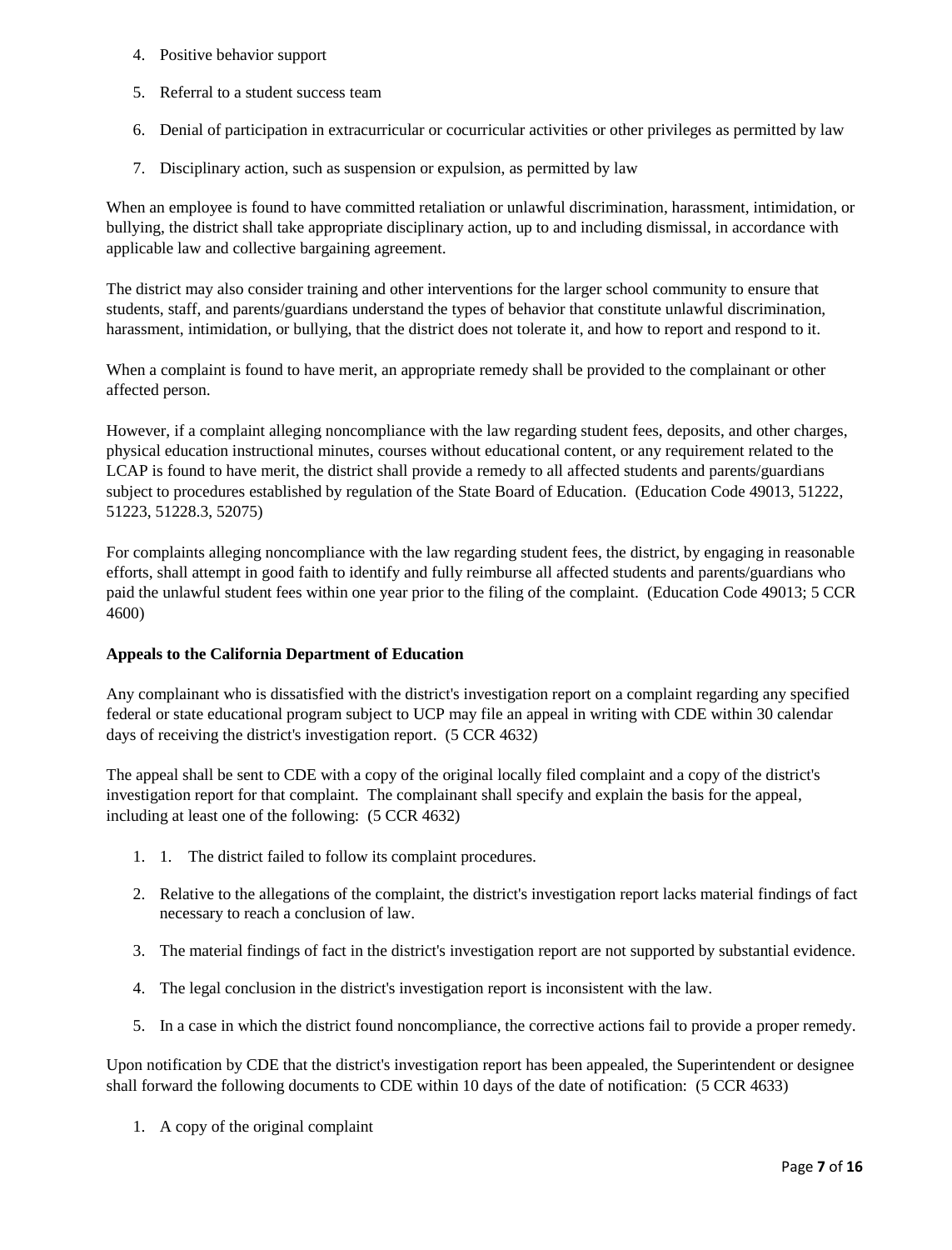4. Positive behavior support

5. Referral to a student success team

6. Denial of participation in extracurricular or cocurricular activities or other privileges as permitted by law

7. Disciplinary action, such as suspension or expulsion, as permitted by law

When an employee is found to have committed retaliation or unlawful discrimination, harassment, intimidation, or bullying, the district shall take appropriate disciplinary action, up to and including dismissal, in accordance with applicable law and collective bargaining agreement.

The district may also consider training and other interventions for the larger school community to ensure that students, staff, and parents/guardians understand the types of behavior that constitute unlawful discrimination, harassment, intimidation, or bullying, that the district does not tolerate it, and how to report and respond to it.

When a complaint is found to have merit, an appropriate remedy shall be provided to the complainant or other affected person.

However, if a complaint alleging noncompliance with the law regarding student fees, deposits, and other charges, physical education instructional minutes, courses without educational content, or any requirement related to the LCAP is found to have merit, the district shall provide a remedy to all affected students and parents/guardians subject to procedures established by regulation of the State Board of Education. (Education Code 49013, 51222, 51223, 51228.3, 52075)

For complaints alleging noncompliance with the law regarding student fees, the district, by engaging in reasonable efforts, shall attempt in good faith to identify and fully reimburse all affected students and parents/guardians who paid the unlawful student fees within one year prior to the filing of the complaint. (Education Code 49013; 5 CCR 4600)

**Appeals to the California Department of Education**

Any complainant who is dissatisfied with the district's investigation report on a complaint regarding any specified federal or state educational program subject to UCP may file an appeal in writing with CDE within 30 calendar days of receiving the district's investigation report. (5 CCR 4632)

The appeal shall be sent to CDE with a copy of the original locally filed complaint and a copy of the district's investigation report for that complaint. The complainant shall specify and explain the basis for the appeal, including at least one of the following: (5 CCR 4632)

1. 1. The district failed to follow its complaint procedures.

2. Relative to the allegations of the complaint, the district's investigation report lacks material findings of fact necessary to reach a conclusion of law.

3. The material findings of fact in the district's investigation report are not supported by substantial evidence.

4. The legal conclusion in the district's investigation report is inconsistent with the law.

5. In a case in which the district found noncompliance, the corrective actions fail to provide a proper remedy.

Upon notification by CDE that the district's investigation report has been appealed, the Superintendent or designee shall forward the following documents to CDE within 10 days of the date of notification: (5 CCR 4633)

1. A copy of the original complaint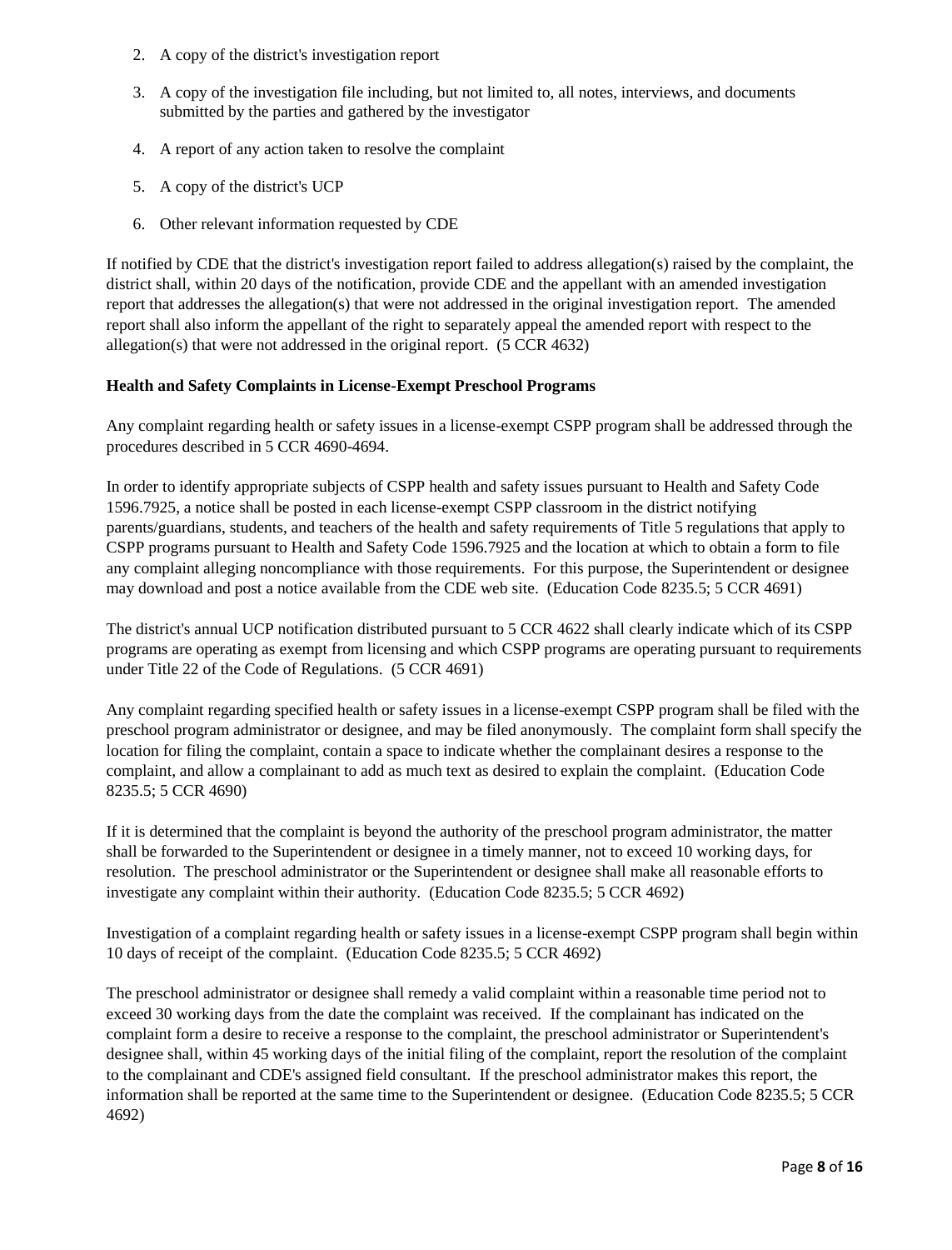2. A copy of the district's investigation report
3. A copy of the investigation file including, but not limited to, all notes, interviews, and documents submitted by the parties and gathered by the investigator
4. A report of any action taken to resolve the complaint
5. A copy of the district's UCP
6. Other relevant information requested by CDE

If notified by CDE that the district's investigation report failed to address allegation(s) raised by the complaint, the district shall, within 20 days of the notification, provide CDE and the appellant with an amended investigation report that addresses the allegation(s) that were not addressed in the original investigation report. The amended report shall also inform the appellant of the right to separately appeal the amended report with respect to the allegation(s) that were not addressed in the original report. (5 CCR 4632)

**Health and Safety Complaints in License-Exempt Preschool Programs**

Any complaint regarding health or safety issues in a license-exempt CSPP program shall be addressed through the procedures described in 5 CCR 4690-4694.

In order to identify appropriate subjects of CSPP health and safety issues pursuant to Health and Safety Code 1596.7925, a notice shall be posted in each license-exempt CSPP classroom in the district notifying parents/guardians, students, and teachers of the health and safety requirements of Title 5 regulations that apply to CSPP programs pursuant to Health and Safety Code 1596.7925 and the location at which to obtain a form to file any complaint alleging noncompliance with those requirements. For this purpose, the Superintendent or designee may download and post a notice available from the CDE web site. (Education Code 8235.5; 5 CCR 4691)

The district's annual UCP notification distributed pursuant to 5 CCR 4622 shall clearly indicate which of its CSPP programs are operating as exempt from licensing and which CSPP programs are operating pursuant to requirements under Title 22 of the Code of Regulations. (5 CCR 4691)

Any complaint regarding specified health or safety issues in a license-exempt CSPP program shall be filed with the preschool program administrator or designee, and may be filed anonymously. The complaint form shall specify the location for filing the complaint, contain a space to indicate whether the complainant desires a response to the complaint, and allow a complainant to add as much text as desired to explain the complaint. (Education Code 8235.5; 5 CCR 4690)

If it is determined that the complaint is beyond the authority of the preschool program administrator, the matter shall be forwarded to the Superintendent or designee in a timely manner, not to exceed 10 working days, for resolution. The preschool administrator or the Superintendent or designee shall make all reasonable efforts to investigate any complaint within their authority. (Education Code 8235.5; 5 CCR 4692)

Investigation of a complaint regarding health or safety issues in a license-exempt CSPP program shall begin within 10 days of receipt of the complaint. (Education Code 8235.5; 5 CCR 4692)

The preschool administrator or designee shall remedy a valid complaint within a reasonable time period not to exceed 30 working days from the date the complaint was received. If the complainant has indicated on the complaint form a desire to receive a response to the complaint, the preschool administrator or Superintendent's designee shall, within 45 working days of the initial filing of the complaint, report the resolution of the complaint to the complainant and CDE's assigned field consultant. If the preschool administrator makes this report, the information shall be reported at the same time to the Superintendent or designee. (Education Code 8235.5; 5 CCR 4692)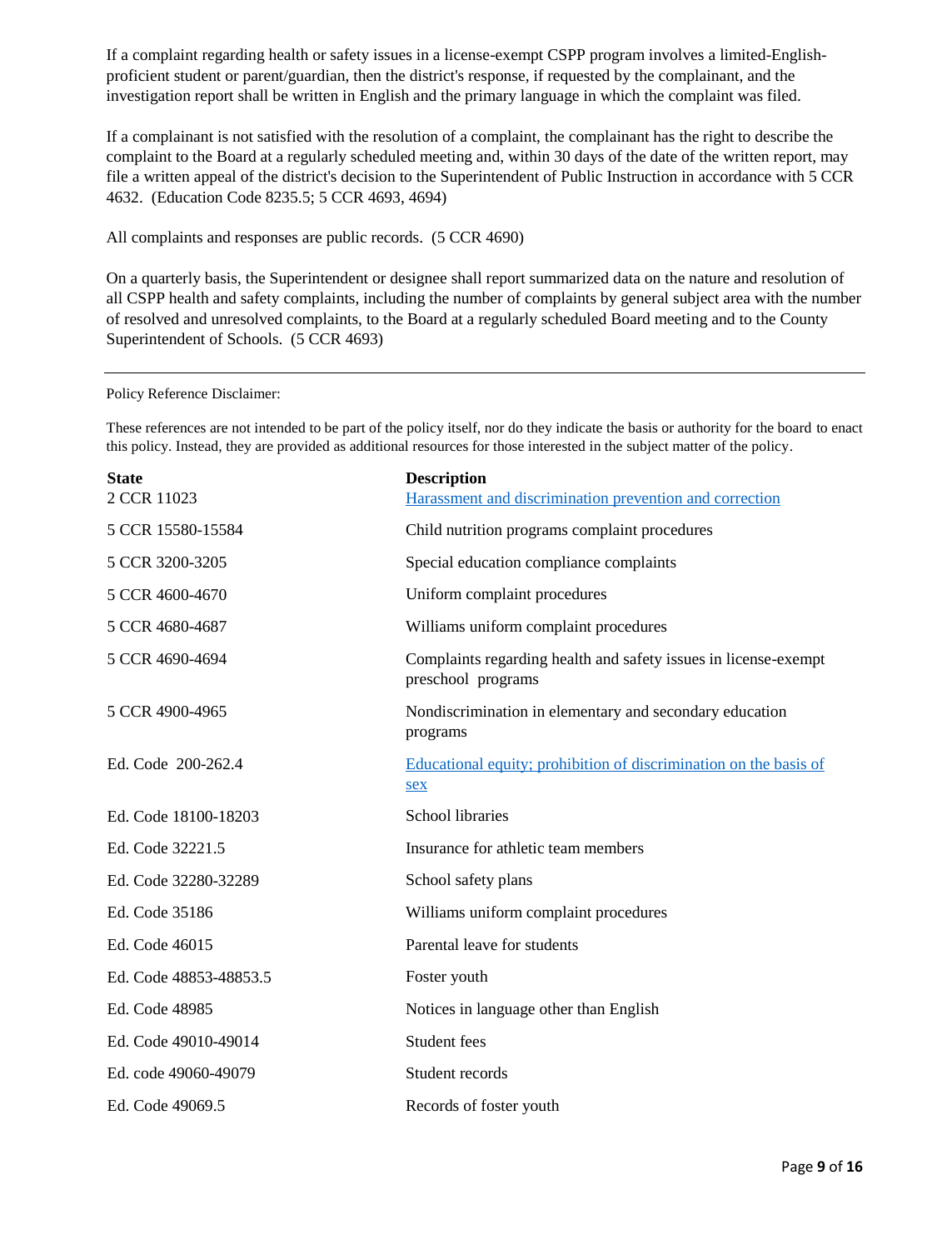If a complaint regarding health or safety issues in a license-exempt CSPP program involves a limited-English-proficient student or parent/guardian, then the district's response, if requested by the complainant, and the investigation report shall be written in English and the primary language in which the complaint was filed.

If a complainant is not satisfied with the resolution of a complaint, the complainant has the right to describe the complaint to the Board at a regularly scheduled meeting and, within 30 days of the date of the written report, may file a written appeal of the district's decision to the Superintendent of Public Instruction in accordance with 5 CCR 4632. (Education Code 8235.5; 5 CCR 4693, 4694)

All complaints and responses are public records. (5 CCR 4690)

On a quarterly basis, the Superintendent or designee shall report summarized data on the nature and resolution of all CSPP health and safety complaints, including the number of complaints by general subject area with the number of resolved and unresolved complaints, to the Board at a regularly scheduled Board meeting and to the County Superintendent of Schools. (5 CCR 4693)

---

Policy Reference Disclaimer:

These references are not intended to be part of the policy itself, nor do they indicate the basis or authority for the board to enact this policy. Instead, they are provided as additional resources for those interested in the subject matter of the policy.

| State | Description |
|---|---|
| 2 CCR 11023 | Harassment and discrimination prevention and correction |
| 5 CCR 15580-15584 | Child nutrition programs complaint procedures |
| 5 CCR 3200-3205 | Special education compliance complaints |
| 5 CCR 4600-4670 | Uniform complaint procedures |
| 5 CCR 4680-4687 | Williams uniform complaint procedures |
| 5 CCR 4690-4694 | Complaints regarding health and safety issues in license-exempt preschool programs |
| 5 CCR 4900-4965 | Nondiscrimination in elementary and secondary education programs |
| Ed. Code 200-262.4 | Educational equity; prohibition of discrimination on the basis of sex |
| Ed. Code 18100-18203 | School libraries |
| Ed. Code 32221.5 | Insurance for athletic team members |
| Ed. Code 32280-32289 | School safety plans |
| Ed. Code 35186 | Williams uniform complaint procedures |
| Ed. Code 46015 | Parental leave for students |
| Ed. Code 48853-48853.5 | Foster youth |
| Ed. Code 48985 | Notices in language other than English |
| Ed. Code 49010-49014 | Student fees |
| Ed. code 49060-49079 | Student records |
| Ed. Code 49069.5 | Records of foster youth |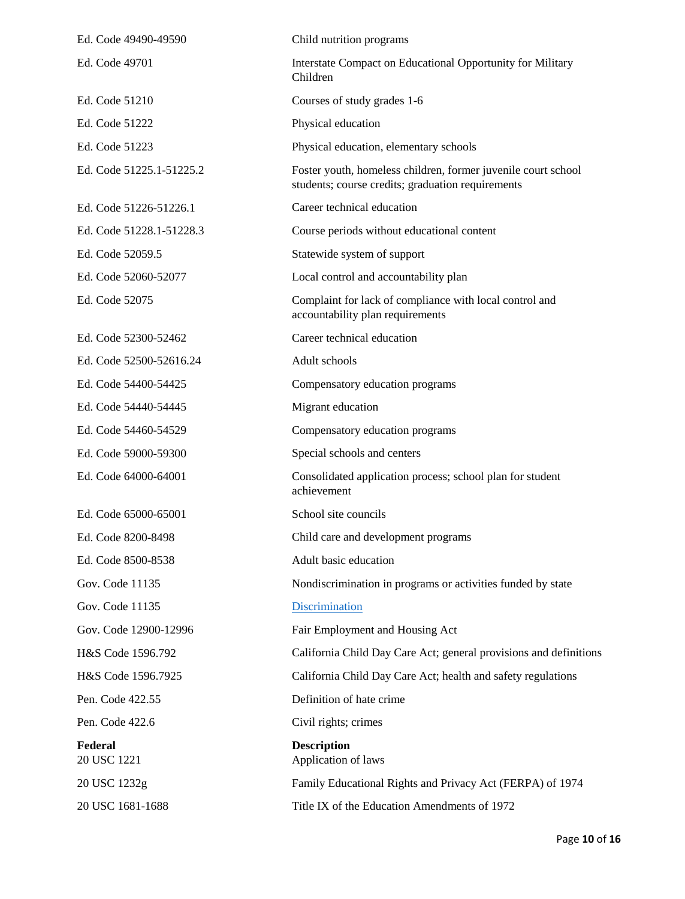| | |
|---|---|
| Ed. Code 49490-49590 | Child nutrition programs |
| Ed. Code 49701 | Interstate Compact on Educational Opportunity for Military Children |
| Ed. Code 51210 | Courses of study grades 1-6 |
| Ed. Code 51222 | Physical education |
| Ed. Code 51223 | Physical education, elementary schools |
| Ed. Code 51225.1-51225.2 | Foster youth, homeless children, former juvenile court school students; course credits; graduation requirements |
| Ed. Code 51226-51226.1 | Career technical education |
| Ed. Code 51228.1-51228.3 | Course periods without educational content |
| Ed. Code 52059.5 | Statewide system of support |
| Ed. Code 52060-52077 | Local control and accountability plan |
| Ed. Code 52075 | Complaint for lack of compliance with local control and accountability plan requirements |
| Ed. Code 52300-52462 | Career technical education |
| Ed. Code 52500-52616.24 | Adult schools |
| Ed. Code 54400-54425 | Compensatory education programs |
| Ed. Code 54440-54445 | Migrant education |
| Ed. Code 54460-54529 | Compensatory education programs |
| Ed. Code 59000-59300 | Special schools and centers |
| Ed. Code 64000-64001 | Consolidated application process; school plan for student achievement |
| Ed. Code 65000-65001 | School site councils |
| Ed. Code 8200-8498 | Child care and development programs |
| Ed. Code 8500-8538 | Adult basic education |
| Gov. Code 11135 | Nondiscrimination in programs or activities funded by state |
| Gov. Code 11135 | Discrimination |
| Gov. Code 12900-12996 | Fair Employment and Housing Act |
| H&S Code 1596.792 | California Child Day Care Act; general provisions and definitions |
| H&S Code 1596.7925 | California Child Day Care Act; health and safety regulations |
| Pen. Code 422.55 | Definition of hate crime |
| Pen. Code 422.6 | Civil rights; crimes |

| **Federal** | **Description** |
|---|---|
| 20 USC 1221 | Application of laws |
| 20 USC 1232g | Family Educational Rights and Privacy Act (FERPA) of 1974 |
| 20 USC 1681-1688 | Title IX of the Education Amendments of 1972 |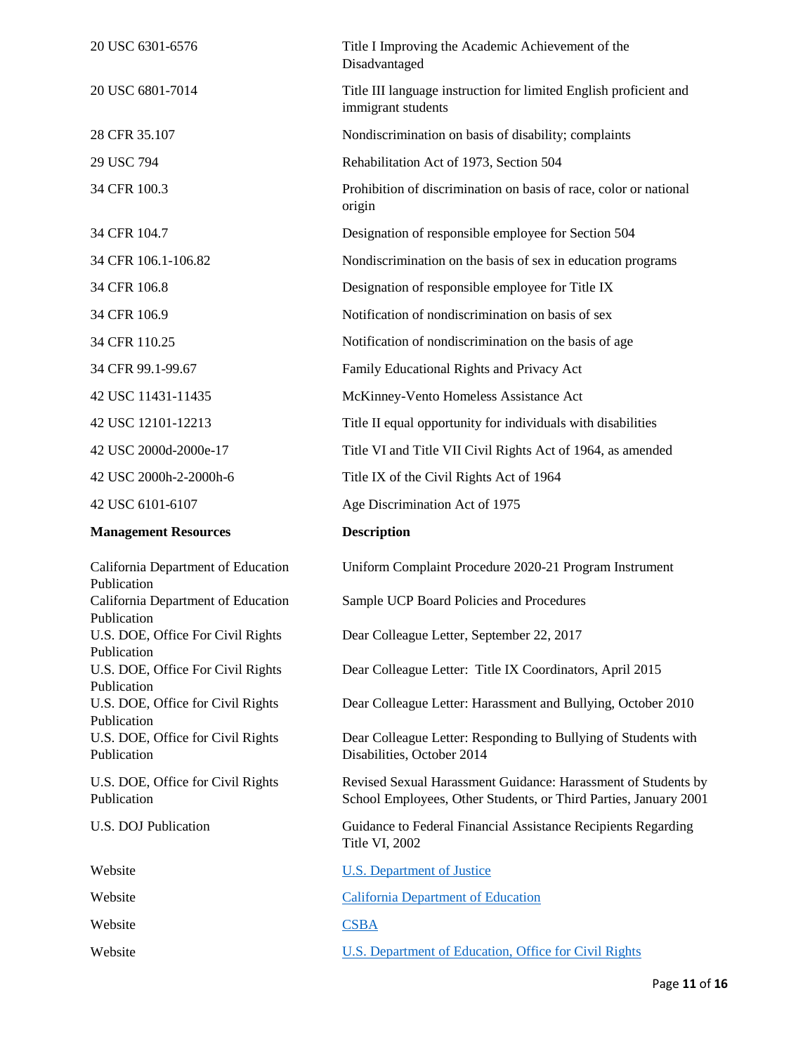| | |
|---|---|
| 20 USC 6301-6576 | Title I Improving the Academic Achievement of the Disadvantaged |
| 20 USC 6801-7014 | Title III language instruction for limited English proficient and immigrant students |
| 28 CFR 35.107 | Nondiscrimination on basis of disability; complaints |
| 29 USC 794 | Rehabilitation Act of 1973, Section 504 |
| 34 CFR 100.3 | Prohibition of discrimination on basis of race, color or national origin |
| 34 CFR 104.7 | Designation of responsible employee for Section 504 |
| 34 CFR 106.1-106.82 | Nondiscrimination on the basis of sex in education programs |
| 34 CFR 106.8 | Designation of responsible employee for Title IX |
| 34 CFR 106.9 | Notification of nondiscrimination on basis of sex |
| 34 CFR 110.25 | Notification of nondiscrimination on the basis of age |
| 34 CFR 99.1-99.67 | Family Educational Rights and Privacy Act |
| 42 USC 11431-11435 | McKinney-Vento Homeless Assistance Act |
| 42 USC 12101-12213 | Title II equal opportunity for individuals with disabilities |
| 42 USC 2000d-2000e-17 | Title VI and Title VII Civil Rights Act of 1964, as amended |
| 42 USC 2000h-2-2000h-6 | Title IX of the Civil Rights Act of 1964 |
| 42 USC 6101-6107 | Age Discrimination Act of 1975 |

| **Management Resources** | **Description** |
|---|---|
| California Department of Education Publication | Uniform Complaint Procedure 2020-21 Program Instrument |
| California Department of Education Publication | Sample UCP Board Policies and Procedures |
| U.S. DOE, Office For Civil Rights Publication | Dear Colleague Letter, September 22, 2017 |
| U.S. DOE, Office For Civil Rights Publication | Dear Colleague Letter: Title IX Coordinators, April 2015 |
| U.S. DOE, Office for Civil Rights Publication | Dear Colleague Letter: Harassment and Bullying, October 2010 |
| U.S. DOE, Office for Civil Rights Publication | Dear Colleague Letter: Responding to Bullying of Students with Disabilities, October 2014 |
| U.S. DOE, Office for Civil Rights Publication | Revised Sexual Harassment Guidance: Harassment of Students by School Employees, Other Students, or Third Parties, January 2001 |
| U.S. DOJ Publication | Guidance to Federal Financial Assistance Recipients Regarding Title VI, 2002 |
| Website | U.S. Department of Justice |
| Website | California Department of Education |
| Website | CSBA |
| Website | U.S. Department of Education, Office for Civil Rights |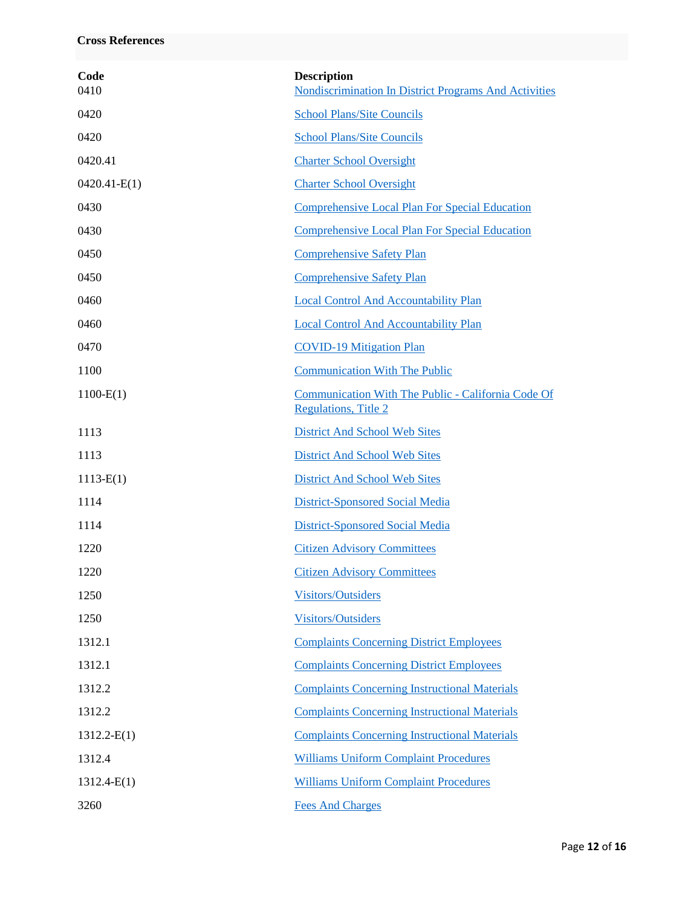**Cross References**

| Code | Description |
|---|---|
| 0410 | Nondiscrimination In District Programs And Activities |
| 0420 | School Plans/Site Councils |
| 0420 | School Plans/Site Councils |
| 0420.41 | Charter School Oversight |
| 0420.41-E(1) | Charter School Oversight |
| 0430 | Comprehensive Local Plan For Special Education |
| 0430 | Comprehensive Local Plan For Special Education |
| 0450 | Comprehensive Safety Plan |
| 0450 | Comprehensive Safety Plan |
| 0460 | Local Control And Accountability Plan |
| 0460 | Local Control And Accountability Plan |
| 0470 | COVID-19 Mitigation Plan |
| 1100 | Communication With The Public |
| 1100-E(1) | Communication With The Public - California Code Of Regulations, Title 2 |
| 1113 | District And School Web Sites |
| 1113 | District And School Web Sites |
| 1113-E(1) | District And School Web Sites |
| 1114 | District-Sponsored Social Media |
| 1114 | District-Sponsored Social Media |
| 1220 | Citizen Advisory Committees |
| 1220 | Citizen Advisory Committees |
| 1250 | Visitors/Outsiders |
| 1250 | Visitors/Outsiders |
| 1312.1 | Complaints Concerning District Employees |
| 1312.1 | Complaints Concerning District Employees |
| 1312.2 | Complaints Concerning Instructional Materials |
| 1312.2 | Complaints Concerning Instructional Materials |
| 1312.2-E(1) | Complaints Concerning Instructional Materials |
| 1312.4 | Williams Uniform Complaint Procedures |
| 1312.4-E(1) | Williams Uniform Complaint Procedures |
| 3260 | Fees And Charges |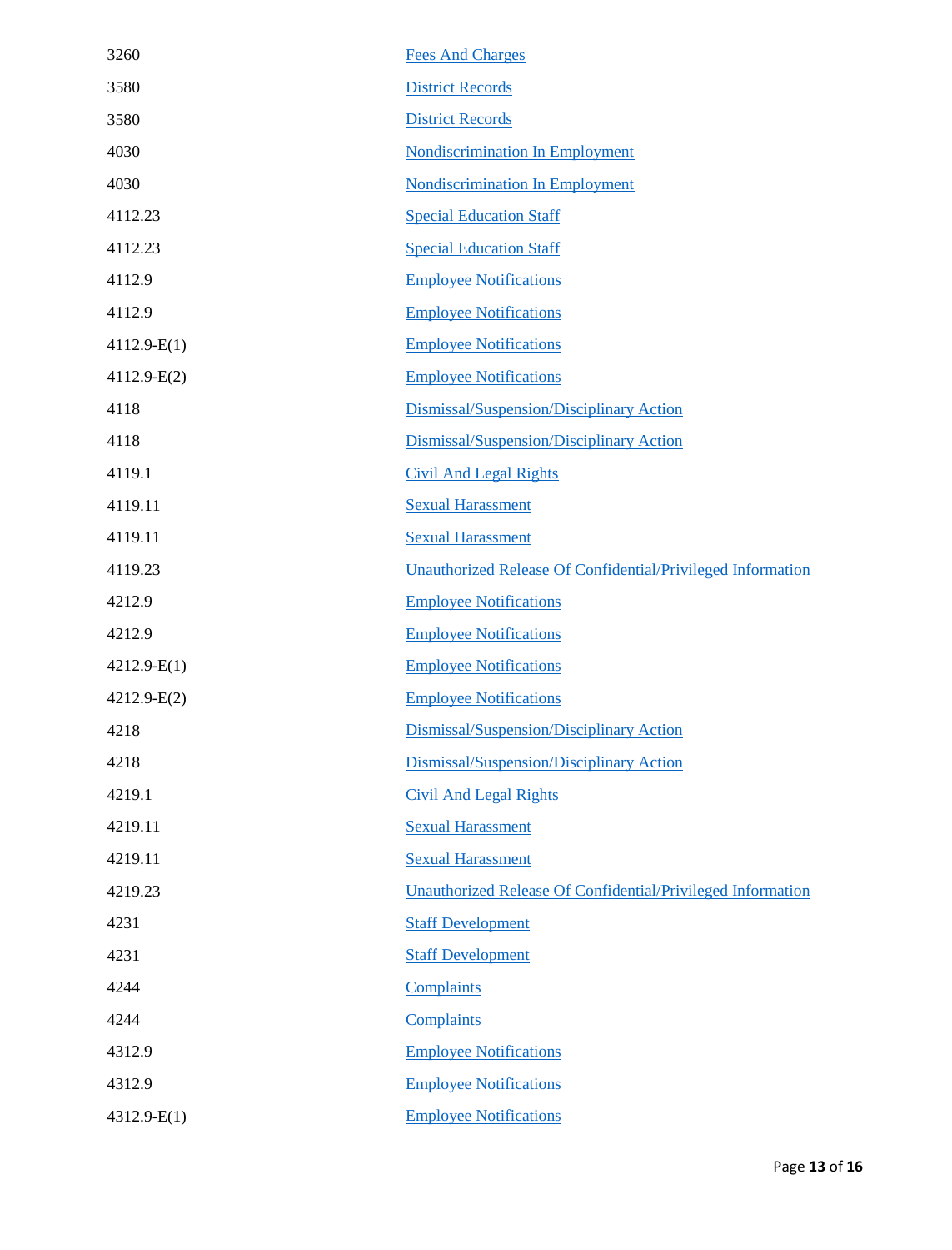| | |
|---|---|
| 3260 | Fees And Charges |
| 3580 | District Records |
| 3580 | District Records |
| 4030 | Nondiscrimination In Employment |
| 4030 | Nondiscrimination In Employment |
| 4112.23 | Special Education Staff |
| 4112.23 | Special Education Staff |
| 4112.9 | Employee Notifications |
| 4112.9 | Employee Notifications |
| 4112.9-E(1) | Employee Notifications |
| 4112.9-E(2) | Employee Notifications |
| 4118 | Dismissal/Suspension/Disciplinary Action |
| 4118 | Dismissal/Suspension/Disciplinary Action |
| 4119.1 | Civil And Legal Rights |
| 4119.11 | Sexual Harassment |
| 4119.11 | Sexual Harassment |
| 4119.23 | Unauthorized Release Of Confidential/Privileged Information |
| 4212.9 | Employee Notifications |
| 4212.9 | Employee Notifications |
| 4212.9-E(1) | Employee Notifications |
| 4212.9-E(2) | Employee Notifications |
| 4218 | Dismissal/Suspension/Disciplinary Action |
| 4218 | Dismissal/Suspension/Disciplinary Action |
| 4219.1 | Civil And Legal Rights |
| 4219.11 | Sexual Harassment |
| 4219.11 | Sexual Harassment |
| 4219.23 | Unauthorized Release Of Confidential/Privileged Information |
| 4231 | Staff Development |
| 4231 | Staff Development |
| 4244 | Complaints |
| 4244 | Complaints |
| 4312.9 | Employee Notifications |
| 4312.9 | Employee Notifications |
| 4312.9-E(1) | Employee Notifications |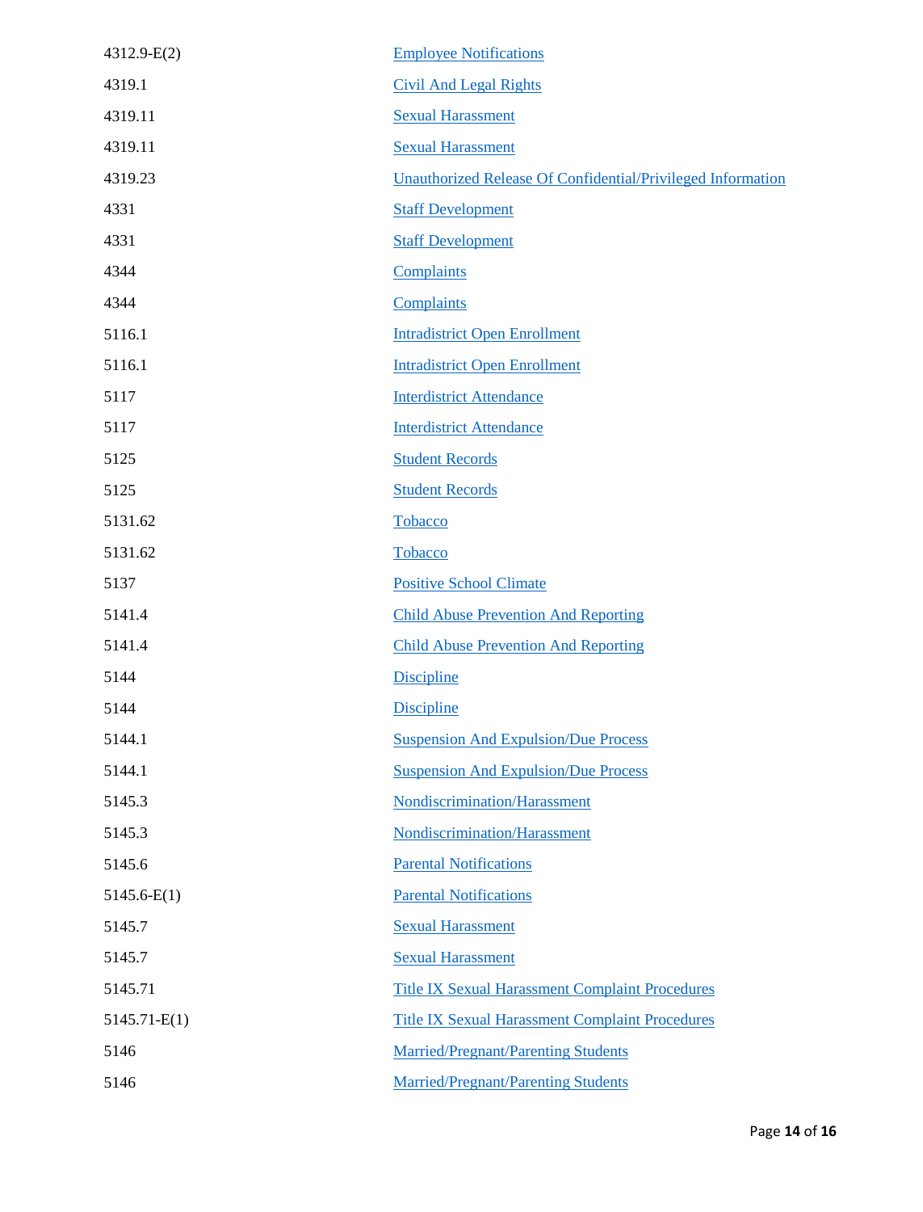| | |
|---|---|
| 4312.9-E(2) | Employee Notifications |
| 4319.1 | Civil And Legal Rights |
| 4319.11 | Sexual Harassment |
| 4319.11 | Sexual Harassment |
| 4319.23 | Unauthorized Release Of Confidential/Privileged Information |
| 4331 | Staff Development |
| 4331 | Staff Development |
| 4344 | Complaints |
| 4344 | Complaints |
| 5116.1 | Intradistrict Open Enrollment |
| 5116.1 | Intradistrict Open Enrollment |
| 5117 | Interdistrict Attendance |
| 5117 | Interdistrict Attendance |
| 5125 | Student Records |
| 5125 | Student Records |
| 5131.62 | Tobacco |
| 5131.62 | Tobacco |
| 5137 | Positive School Climate |
| 5141.4 | Child Abuse Prevention And Reporting |
| 5141.4 | Child Abuse Prevention And Reporting |
| 5144 | Discipline |
| 5144 | Discipline |
| 5144.1 | Suspension And Expulsion/Due Process |
| 5144.1 | Suspension And Expulsion/Due Process |
| 5145.3 | Nondiscrimination/Harassment |
| 5145.3 | Nondiscrimination/Harassment |
| 5145.6 | Parental Notifications |
| 5145.6-E(1) | Parental Notifications |
| 5145.7 | Sexual Harassment |
| 5145.7 | Sexual Harassment |
| 5145.71 | Title IX Sexual Harassment Complaint Procedures |
| 5145.71-E(1) | Title IX Sexual Harassment Complaint Procedures |
| 5146 | Married/Pregnant/Parenting Students |
| 5146 | Married/Pregnant/Parenting Students |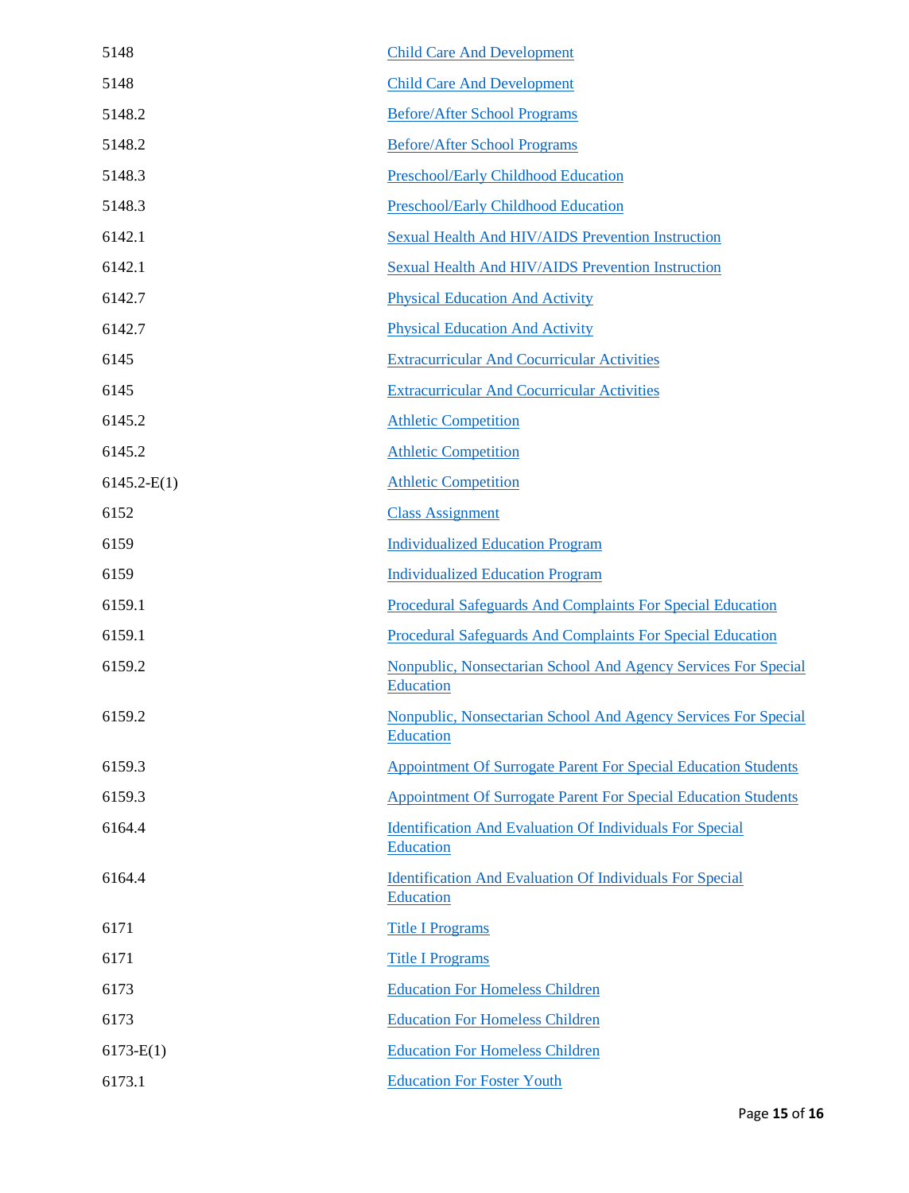| | |
|---|---|
| 5148 | Child Care And Development |
| 5148 | Child Care And Development |
| 5148.2 | Before/After School Programs |
| 5148.2 | Before/After School Programs |
| 5148.3 | Preschool/Early Childhood Education |
| 5148.3 | Preschool/Early Childhood Education |
| 6142.1 | Sexual Health And HIV/AIDS Prevention Instruction |
| 6142.1 | Sexual Health And HIV/AIDS Prevention Instruction |
| 6142.7 | Physical Education And Activity |
| 6142.7 | Physical Education And Activity |
| 6145 | Extracurricular And Cocurricular Activities |
| 6145 | Extracurricular And Cocurricular Activities |
| 6145.2 | Athletic Competition |
| 6145.2 | Athletic Competition |
| 6145.2-E(1) | Athletic Competition |
| 6152 | Class Assignment |
| 6159 | Individualized Education Program |
| 6159 | Individualized Education Program |
| 6159.1 | Procedural Safeguards And Complaints For Special Education |
| 6159.1 | Procedural Safeguards And Complaints For Special Education |
| 6159.2 | Nonpublic, Nonsectarian School And Agency Services For Special Education |
| 6159.2 | Nonpublic, Nonsectarian School And Agency Services For Special Education |
| 6159.3 | Appointment Of Surrogate Parent For Special Education Students |
| 6159.3 | Appointment Of Surrogate Parent For Special Education Students |
| 6164.4 | Identification And Evaluation Of Individuals For Special Education |
| 6164.4 | Identification And Evaluation Of Individuals For Special Education |
| 6171 | Title I Programs |
| 6171 | Title I Programs |
| 6173 | Education For Homeless Children |
| 6173 | Education For Homeless Children |
| 6173-E(1) | Education For Homeless Children |
| 6173.1 | Education For Foster Youth |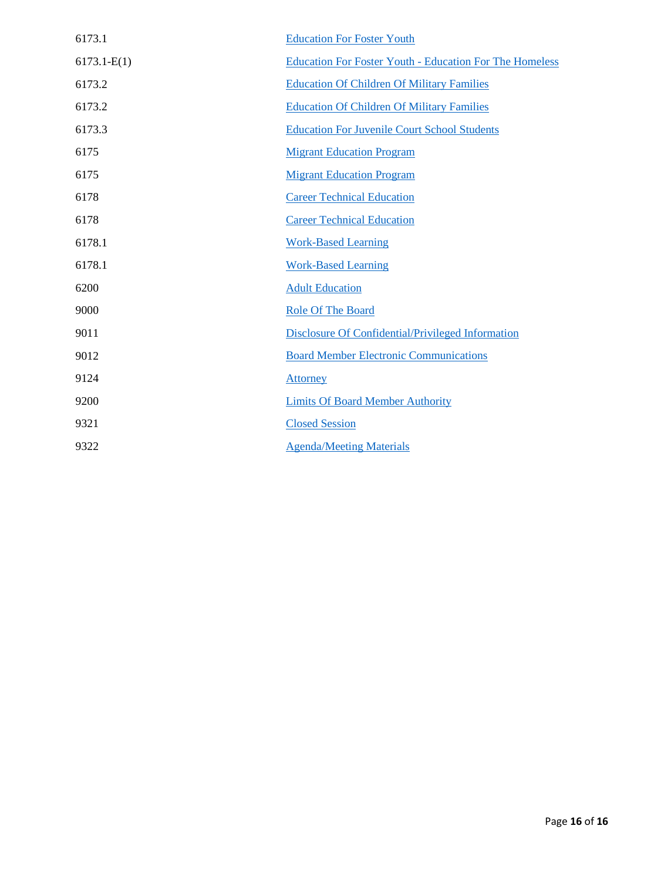| | |
|---|---|
| 6173.1 | Education For Foster Youth |
| 6173.1-E(1) | Education For Foster Youth - Education For The Homeless |
| 6173.2 | Education Of Children Of Military Families |
| 6173.2 | Education Of Children Of Military Families |
| 6173.3 | Education For Juvenile Court School Students |
| 6175 | Migrant Education Program |
| 6175 | Migrant Education Program |
| 6178 | Career Technical Education |
| 6178 | Career Technical Education |
| 6178.1 | Work-Based Learning |
| 6178.1 | Work-Based Learning |
| 6200 | Adult Education |
| 9000 | Role Of The Board |
| 9011 | Disclosure Of Confidential/Privileged Information |
| 9012 | Board Member Electronic Communications |
| 9124 | Attorney |
| 9200 | Limits Of Board Member Authority |
| 9321 | Closed Session |
| 9322 | Agenda/Meeting Materials |